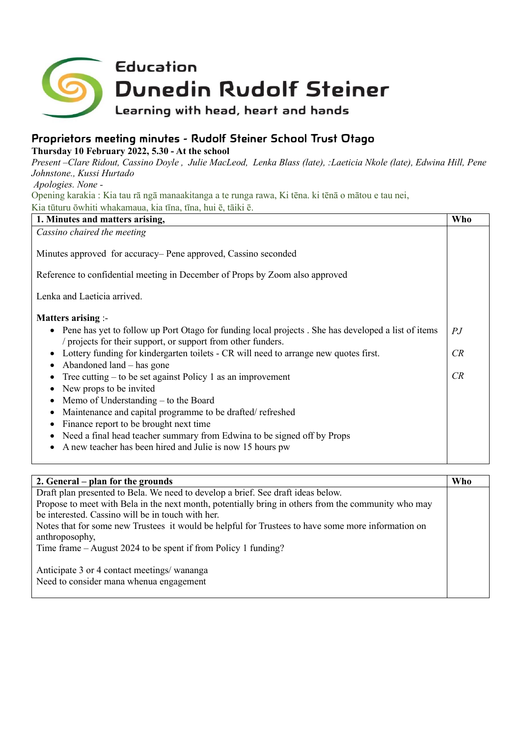Education

# Dunedin Rudolf Steiner

Learning with head, heart and hands

## Proprietors meeting minutes - Rudolf Steiner School Trust Otago

**Thursday 10 February 2022, 5.30 - At the school**

*Present –Clare Ridout, Cassino Doyle , Julie MacLeod, Lenka Blass (late), :Laeticia Nkole (late), Edwina Hill, Pene Johnstone., Kussi Hurtado*

*Apologies. None -*

Opening karakia : Kia tau rā ngā manaakitanga a te runga rawa, Ki tēna. ki tēnā o mātou e tau nei,
Kia tūturu ōwhiti whakamaua, kia tīna, tīna, hui ē, tāiki ē.

| **1. Minutes and matters arising,** | **Who** |
|---|---|
| *Cassino chaired the meeting*<br><br>Minutes approved for accuracy– Pene approved, Cassino seconded<br><br>Reference to confidential meeting in December of Props by Zoom also approved<br><br>Lenka and Laeticia arrived.<br><br>**Matters arising** :-<br>• Pene has yet to follow up Port Otago for funding local projects . She has developed a list of items / projects for their support, or support from other funders.<br>• Lottery funding for kindergarten toilets - CR will need to arrange new quotes first.<br>• Abandoned land – has gone<br>• Tree cutting – to be set against Policy 1 as an improvement<br>• New props to be invited<br>• Memo of Understanding – to the Board<br>• Maintenance and capital programme to be drafted/ refreshed<br>• Finance report to be brought next time<br>• Need a final head teacher summary from Edwina to be signed off by Props<br>• A new teacher has been hired and Julie is now 15 hours pw | *PJ*<br><br>*CR*<br><br>*CR* |

| **2. General – plan for the grounds** | **Who** |
|---|---|
| Draft plan presented to Bela. We need to develop a brief. See draft ideas below.<br>Propose to meet with Bela in the next month, potentially bring in others from the community who may be interested. Cassino will be in touch with her.<br>Notes that for some new Trustees it would be helpful for Trustees to have some more information on anthroposophy,<br>Time frame – August 2024 to be spent if from Policy 1 funding?<br><br>Anticipate 3 or 4 contact meetings/ wananga<br>Need to consider mana whenua engagement | |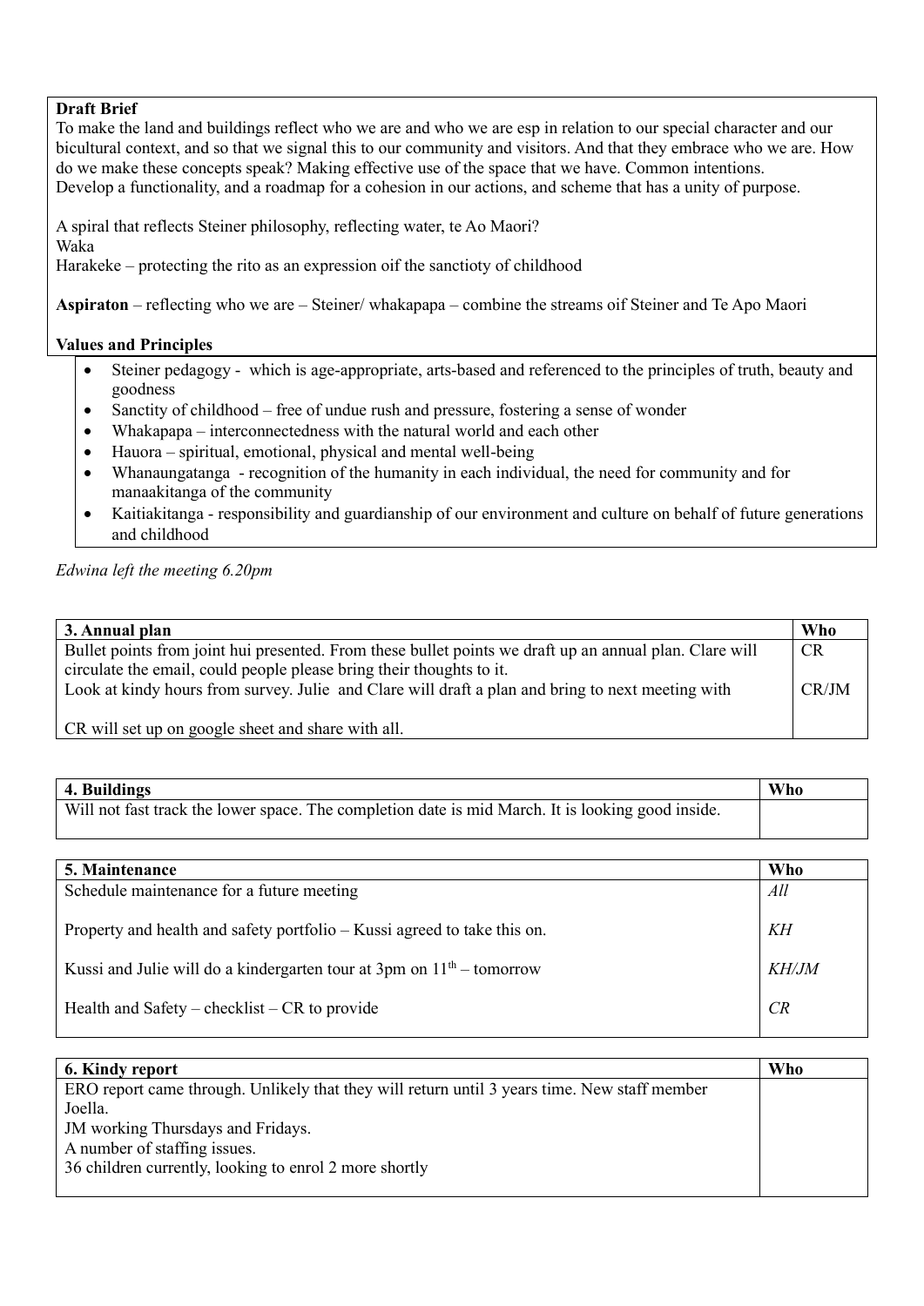**Draft Brief**

To make the land and buildings reflect who we are and who we are esp in relation to our special character and our bicultural context, and so that we signal this to our community and visitors. And that they embrace who we are. How do we make these concepts speak? Making effective use of the space that we have. Common intentions.
Develop a functionality, and a roadmap for a cohesion in our actions, and scheme that has a unity of purpose.

A spiral that reflects Steiner philosophy, reflecting water, te Ao Maori?
Waka
Harakeke – protecting the rito as an expression oif the sanctioty of childhood

**Aspiraton** – reflecting who we are – Steiner/ whakapapa – combine the streams oif Steiner and Te Apo Maori

**Values and Principles**

- Steiner pedagogy - which is age-appropriate, arts-based and referenced to the principles of truth, beauty and goodness
- Sanctity of childhood – free of undue rush and pressure, fostering a sense of wonder
- Whakapapa – interconnectedness with the natural world and each other
- Hauora – spiritual, emotional, physical and mental well-being
- Whanaungatanga - recognition of the humanity in each individual, the need for community and for manaakitanga of the community
- Kaitiakitanga - responsibility and guardianship of our environment and culture on behalf of future generations and childhood

*Edwina left the meeting 6.20pm*

| 3. Annual plan | Who |
|---|---|
| Bullet points from joint hui presented. From these bullet points we draft up an annual plan. Clare will circulate the email, could people please bring their thoughts to it. | CR |
| Look at kindy hours from survey. Julie and Clare will draft a plan and bring to next meeting with | CR/JM |
| CR will set up on google sheet and share with all. | |

| 4. Buildings | Who |
|---|---|
| Will not fast track the lower space. The completion date is mid March. It is looking good inside. | |

| 5. Maintenance | Who |
|---|---|
| Schedule maintenance for a future meeting | *All* |
| Property and health and safety portfolio – Kussi agreed to take this on. | *KH* |
| Kussi and Julie will do a kindergarten tour at 3pm on 11th – tomorrow | *KH/JM* |
| Health and Safety – checklist – CR to provide | *CR* |

| 6. Kindy report | Who |
|---|---|
| ERO report came through. Unlikely that they will return until 3 years time. New staff member Joella.<br>JM working Thursdays and Fridays.<br>A number of staffing issues.<br>36 children currently, looking to enrol 2 more shortly | |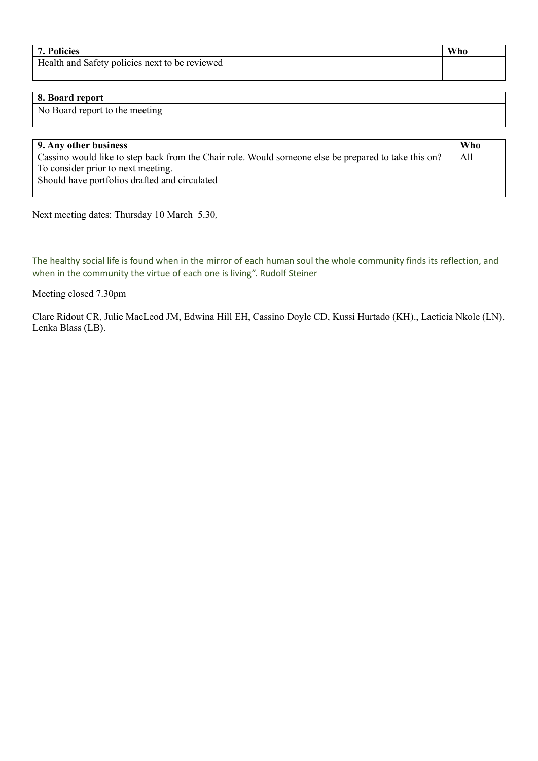| 7. Policies | Who |
|---|---|
| Health and Safety policies next to be reviewed | |

| 8. Board report | |
|---|---|
| No Board report to the meeting | |

| 9. Any other business | Who |
|---|---|
| Cassino would like to step back from the Chair role. Would someone else be prepared to take this on? To consider prior to next meeting. Should have portfolios drafted and circulated | All |

Next meeting dates: Thursday 10 March 5.30,

The healthy social life is found when in the mirror of each human soul the whole community finds its reflection, and when in the community the virtue of each one is living". Rudolf Steiner

Meeting closed 7.30pm

Clare Ridout CR, Julie MacLeod JM, Edwina Hill EH, Cassino Doyle CD, Kussi Hurtado (KH)., Laeticia Nkole (LN), Lenka Blass (LB).